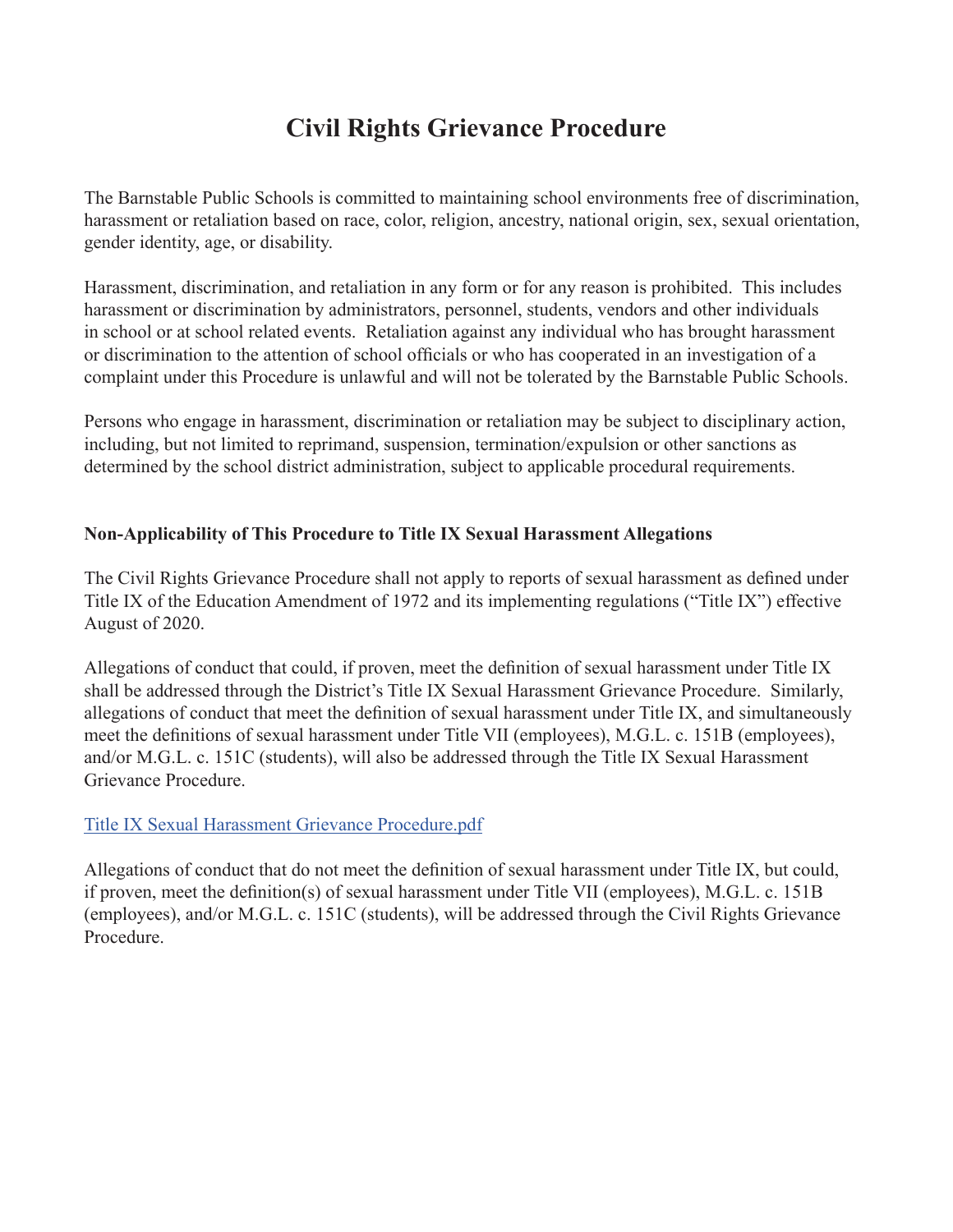# Civil Rights Grievance Procedure

The Barnstable Public Schools is committed to maintaining school environments free of discrimination, harassment or retaliation based on race, color, religion, ancestry, national origin, sex, sexual orientation, gender identity, age, or disability.

Harassment, discrimination, and retaliation in any form or for any reason is prohibited. This includes harassment or discrimination by administrators, personnel, students, vendors and other individuals in school or at school related events. Retaliation against any individual who has brought harassment or discrimination to the attention of school officials or who has cooperated in an investigation of a complaint under this Procedure is unlawful and will not be tolerated by the Barnstable Public Schools.

Persons who engage in harassment, discrimination or retaliation may be subject to disciplinary action, including, but not limited to reprimand, suspension, termination/expulsion or other sanctions as determined by the school district administration, subject to applicable procedural requirements.

**Non-Applicability of This Procedure to Title IX Sexual Harassment Allegations**

The Civil Rights Grievance Procedure shall not apply to reports of sexual harassment as defined under Title IX of the Education Amendment of 1972 and its implementing regulations ("Title IX") effective August of 2020.

Allegations of conduct that could, if proven, meet the definition of sexual harassment under Title IX shall be addressed through the District's Title IX Sexual Harassment Grievance Procedure. Similarly, allegations of conduct that meet the definition of sexual harassment under Title IX, and simultaneously meet the definitions of sexual harassment under Title VII (employees), M.G.L. c. 151B (employees), and/or M.G.L. c. 151C (students), will also be addressed through the Title IX Sexual Harassment Grievance Procedure.

Title IX Sexual Harassment Grievance Procedure.pdf

Allegations of conduct that do not meet the definition of sexual harassment under Title IX, but could, if proven, meet the definition(s) of sexual harassment under Title VII (employees), M.G.L. c. 151B (employees), and/or M.G.L. c. 151C (students), will be addressed through the Civil Rights Grievance Procedure.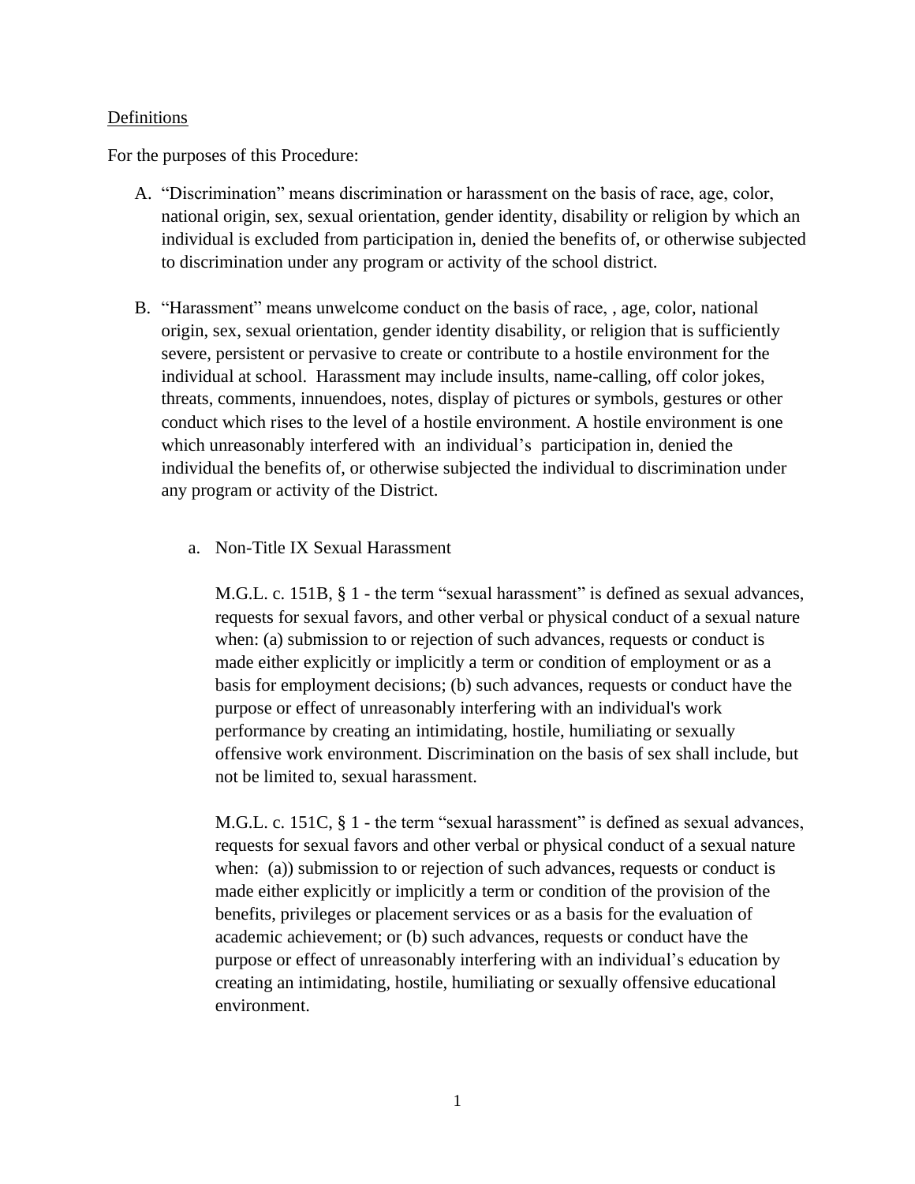Definitions

For the purposes of this Procedure:

A. "Discrimination" means discrimination or harassment on the basis of race, age, color, national origin, sex, sexual orientation, gender identity, disability or religion by which an individual is excluded from participation in, denied the benefits of, or otherwise subjected to discrimination under any program or activity of the school district.

B. "Harassment" means unwelcome conduct on the basis of race, , age, color, national origin, sex, sexual orientation, gender identity disability, or religion that is sufficiently severe, persistent or pervasive to create or contribute to a hostile environment for the individual at school. Harassment may include insults, name-calling, off color jokes, threats, comments, innuendoes, notes, display of pictures or symbols, gestures or other conduct which rises to the level of a hostile environment. A hostile environment is one which unreasonably interfered with an individual's participation in, denied the individual the benefits of, or otherwise subjected the individual to discrimination under any program or activity of the District.

   a. Non-Title IX Sexual Harassment

   M.G.L. c. 151B, § 1 - the term "sexual harassment" is defined as sexual advances, requests for sexual favors, and other verbal or physical conduct of a sexual nature when: (a) submission to or rejection of such advances, requests or conduct is made either explicitly or implicitly a term or condition of employment or as a basis for employment decisions; (b) such advances, requests or conduct have the purpose or effect of unreasonably interfering with an individual's work performance by creating an intimidating, hostile, humiliating or sexually offensive work environment. Discrimination on the basis of sex shall include, but not be limited to, sexual harassment.

   M.G.L. c. 151C, § 1 - the term "sexual harassment" is defined as sexual advances, requests for sexual favors and other verbal or physical conduct of a sexual nature when: (a)) submission to or rejection of such advances, requests or conduct is made either explicitly or implicitly a term or condition of the provision of the benefits, privileges or placement services or as a basis for the evaluation of academic achievement; or (b) such advances, requests or conduct have the purpose or effect of unreasonably interfering with an individual's education by creating an intimidating, hostile, humiliating or sexually offensive educational environment.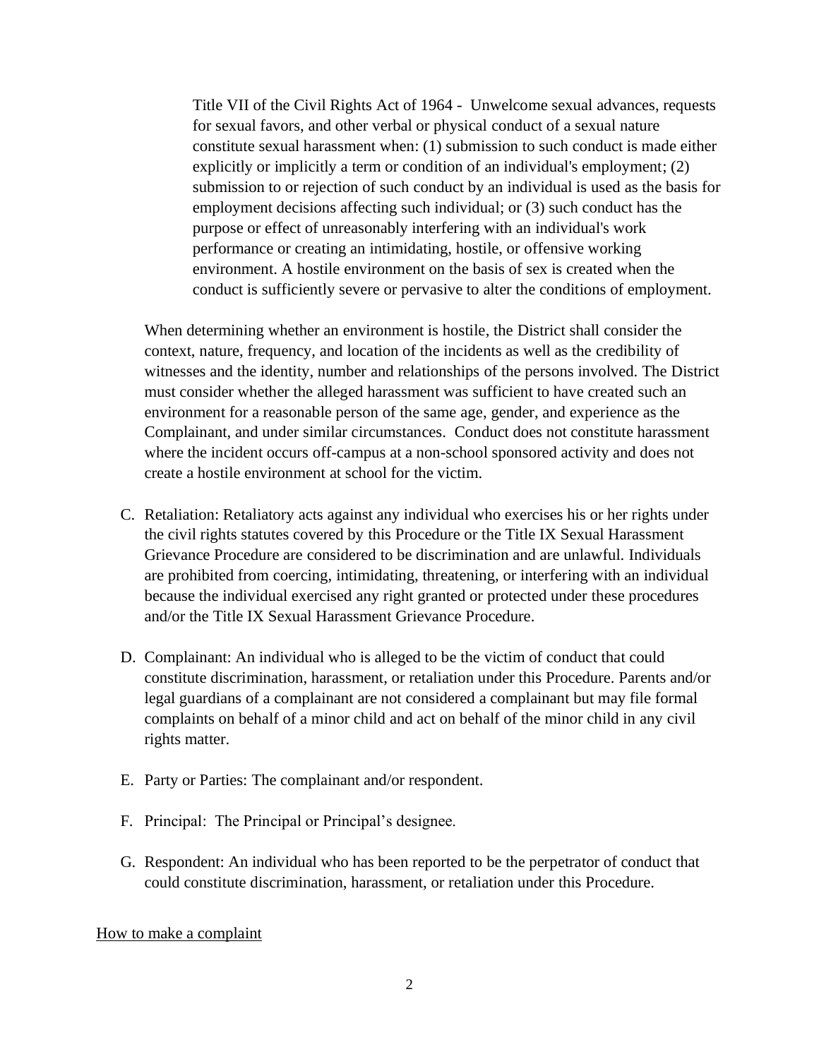Title VII of the Civil Rights Act of 1964 - Unwelcome sexual advances, requests for sexual favors, and other verbal or physical conduct of a sexual nature constitute sexual harassment when: (1) submission to such conduct is made either explicitly or implicitly a term or condition of an individual's employment; (2) submission to or rejection of such conduct by an individual is used as the basis for employment decisions affecting such individual; or (3) such conduct has the purpose or effect of unreasonably interfering with an individual's work performance or creating an intimidating, hostile, or offensive working environment. A hostile environment on the basis of sex is created when the conduct is sufficiently severe or pervasive to alter the conditions of employment.

When determining whether an environment is hostile, the District shall consider the context, nature, frequency, and location of the incidents as well as the credibility of witnesses and the identity, number and relationships of the persons involved. The District must consider whether the alleged harassment was sufficient to have created such an environment for a reasonable person of the same age, gender, and experience as the Complainant, and under similar circumstances. Conduct does not constitute harassment where the incident occurs off-campus at a non-school sponsored activity and does not create a hostile environment at school for the victim.

C. Retaliation: Retaliatory acts against any individual who exercises his or her rights under the civil rights statutes covered by this Procedure or the Title IX Sexual Harassment Grievance Procedure are considered to be discrimination and are unlawful. Individuals are prohibited from coercing, intimidating, threatening, or interfering with an individual because the individual exercised any right granted or protected under these procedures and/or the Title IX Sexual Harassment Grievance Procedure.

D. Complainant: An individual who is alleged to be the victim of conduct that could constitute discrimination, harassment, or retaliation under this Procedure. Parents and/or legal guardians of a complainant are not considered a complainant but may file formal complaints on behalf of a minor child and act on behalf of the minor child in any civil rights matter.

E. Party or Parties: The complainant and/or respondent.

F. Principal: The Principal or Principal's designee.

G. Respondent: An individual who has been reported to be the perpetrator of conduct that could constitute discrimination, harassment, or retaliation under this Procedure.

How to make a complaint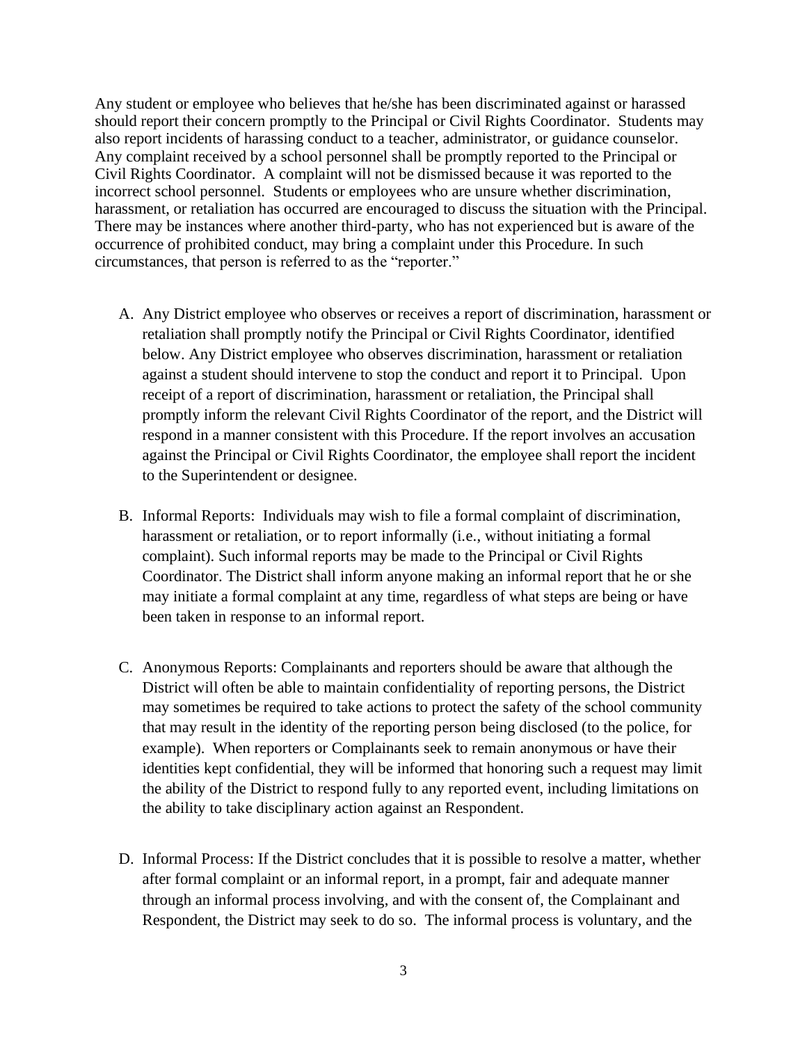Any student or employee who believes that he/she has been discriminated against or harassed should report their concern promptly to the Principal or Civil Rights Coordinator. Students may also report incidents of harassing conduct to a teacher, administrator, or guidance counselor. Any complaint received by a school personnel shall be promptly reported to the Principal or Civil Rights Coordinator. A complaint will not be dismissed because it was reported to the incorrect school personnel. Students or employees who are unsure whether discrimination, harassment, or retaliation has occurred are encouraged to discuss the situation with the Principal. There may be instances where another third-party, who has not experienced but is aware of the occurrence of prohibited conduct, may bring a complaint under this Procedure. In such circumstances, that person is referred to as the "reporter."

A. Any District employee who observes or receives a report of discrimination, harassment or retaliation shall promptly notify the Principal or Civil Rights Coordinator, identified below. Any District employee who observes discrimination, harassment or retaliation against a student should intervene to stop the conduct and report it to Principal. Upon receipt of a report of discrimination, harassment or retaliation, the Principal shall promptly inform the relevant Civil Rights Coordinator of the report, and the District will respond in a manner consistent with this Procedure. If the report involves an accusation against the Principal or Civil Rights Coordinator, the employee shall report the incident to the Superintendent or designee.

B. Informal Reports: Individuals may wish to file a formal complaint of discrimination, harassment or retaliation, or to report informally (i.e., without initiating a formal complaint). Such informal reports may be made to the Principal or Civil Rights Coordinator. The District shall inform anyone making an informal report that he or she may initiate a formal complaint at any time, regardless of what steps are being or have been taken in response to an informal report.

C. Anonymous Reports: Complainants and reporters should be aware that although the District will often be able to maintain confidentiality of reporting persons, the District may sometimes be required to take actions to protect the safety of the school community that may result in the identity of the reporting person being disclosed (to the police, for example). When reporters or Complainants seek to remain anonymous or have their identities kept confidential, they will be informed that honoring such a request may limit the ability of the District to respond fully to any reported event, including limitations on the ability to take disciplinary action against an Respondent.

D. Informal Process: If the District concludes that it is possible to resolve a matter, whether after formal complaint or an informal report, in a prompt, fair and adequate manner through an informal process involving, and with the consent of, the Complainant and Respondent, the District may seek to do so. The informal process is voluntary, and the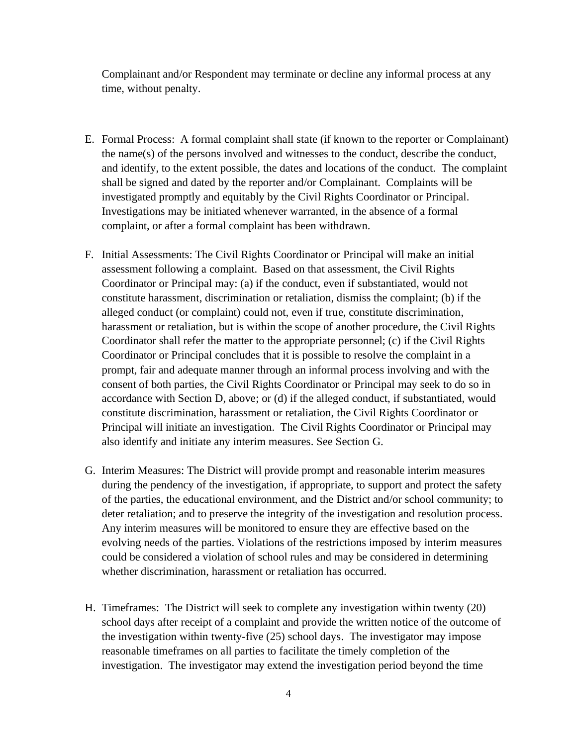Complainant and/or Respondent may terminate or decline any informal process at any time, without penalty.

E. Formal Process: A formal complaint shall state (if known to the reporter or Complainant) the name(s) of the persons involved and witnesses to the conduct, describe the conduct, and identify, to the extent possible, the dates and locations of the conduct. The complaint shall be signed and dated by the reporter and/or Complainant. Complaints will be investigated promptly and equitably by the Civil Rights Coordinator or Principal. Investigations may be initiated whenever warranted, in the absence of a formal complaint, or after a formal complaint has been withdrawn.

F. Initial Assessments: The Civil Rights Coordinator or Principal will make an initial assessment following a complaint. Based on that assessment, the Civil Rights Coordinator or Principal may: (a) if the conduct, even if substantiated, would not constitute harassment, discrimination or retaliation, dismiss the complaint; (b) if the alleged conduct (or complaint) could not, even if true, constitute discrimination, harassment or retaliation, but is within the scope of another procedure, the Civil Rights Coordinator shall refer the matter to the appropriate personnel; (c) if the Civil Rights Coordinator or Principal concludes that it is possible to resolve the complaint in a prompt, fair and adequate manner through an informal process involving and with the consent of both parties, the Civil Rights Coordinator or Principal may seek to do so in accordance with Section D, above; or (d) if the alleged conduct, if substantiated, would constitute discrimination, harassment or retaliation, the Civil Rights Coordinator or Principal will initiate an investigation. The Civil Rights Coordinator or Principal may also identify and initiate any interim measures. See Section G.

G. Interim Measures: The District will provide prompt and reasonable interim measures during the pendency of the investigation, if appropriate, to support and protect the safety of the parties, the educational environment, and the District and/or school community; to deter retaliation; and to preserve the integrity of the investigation and resolution process. Any interim measures will be monitored to ensure they are effective based on the evolving needs of the parties. Violations of the restrictions imposed by interim measures could be considered a violation of school rules and may be considered in determining whether discrimination, harassment or retaliation has occurred.

H. Timeframes: The District will seek to complete any investigation within twenty (20) school days after receipt of a complaint and provide the written notice of the outcome of the investigation within twenty-five (25) school days. The investigator may impose reasonable timeframes on all parties to facilitate the timely completion of the investigation. The investigator may extend the investigation period beyond the time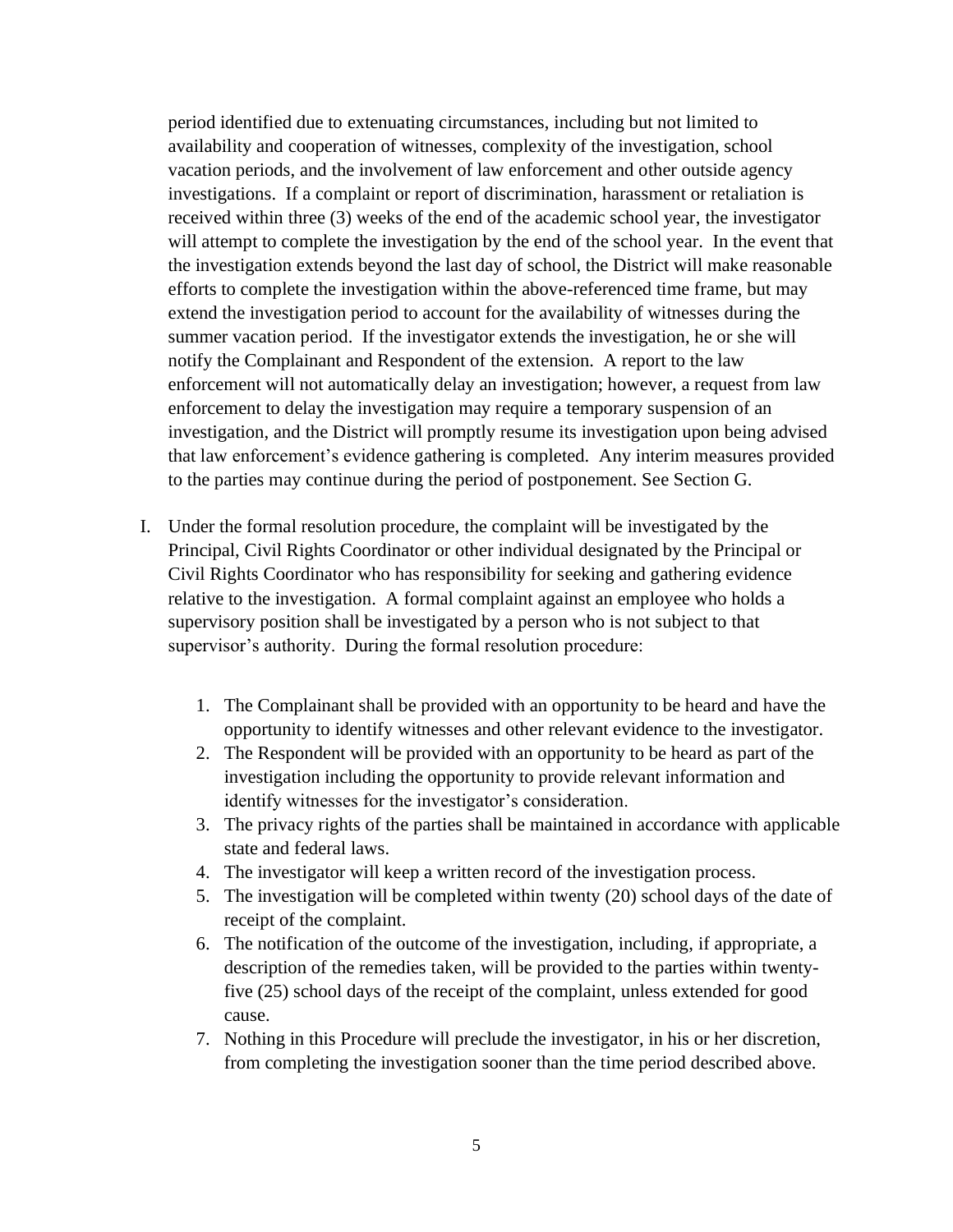period identified due to extenuating circumstances, including but not limited to availability and cooperation of witnesses, complexity of the investigation, school vacation periods, and the involvement of law enforcement and other outside agency investigations. If a complaint or report of discrimination, harassment or retaliation is received within three (3) weeks of the end of the academic school year, the investigator will attempt to complete the investigation by the end of the school year. In the event that the investigation extends beyond the last day of school, the District will make reasonable efforts to complete the investigation within the above-referenced time frame, but may extend the investigation period to account for the availability of witnesses during the summer vacation period. If the investigator extends the investigation, he or she will notify the Complainant and Respondent of the extension. A report to the law enforcement will not automatically delay an investigation; however, a request from law enforcement to delay the investigation may require a temporary suspension of an investigation, and the District will promptly resume its investigation upon being advised that law enforcement's evidence gathering is completed. Any interim measures provided to the parties may continue during the period of postponement. See Section G.

I. Under the formal resolution procedure, the complaint will be investigated by the Principal, Civil Rights Coordinator or other individual designated by the Principal or Civil Rights Coordinator who has responsibility for seeking and gathering evidence relative to the investigation. A formal complaint against an employee who holds a supervisory position shall be investigated by a person who is not subject to that supervisor's authority. During the formal resolution procedure:

   1. The Complainant shall be provided with an opportunity to be heard and have the opportunity to identify witnesses and other relevant evidence to the investigator.
   2. The Respondent will be provided with an opportunity to be heard as part of the investigation including the opportunity to provide relevant information and identify witnesses for the investigator's consideration.
   3. The privacy rights of the parties shall be maintained in accordance with applicable state and federal laws.
   4. The investigator will keep a written record of the investigation process.
   5. The investigation will be completed within twenty (20) school days of the date of receipt of the complaint.
   6. The notification of the outcome of the investigation, including, if appropriate, a description of the remedies taken, will be provided to the parties within twenty-five (25) school days of the receipt of the complaint, unless extended for good cause.
   7. Nothing in this Procedure will preclude the investigator, in his or her discretion, from completing the investigation sooner than the time period described above.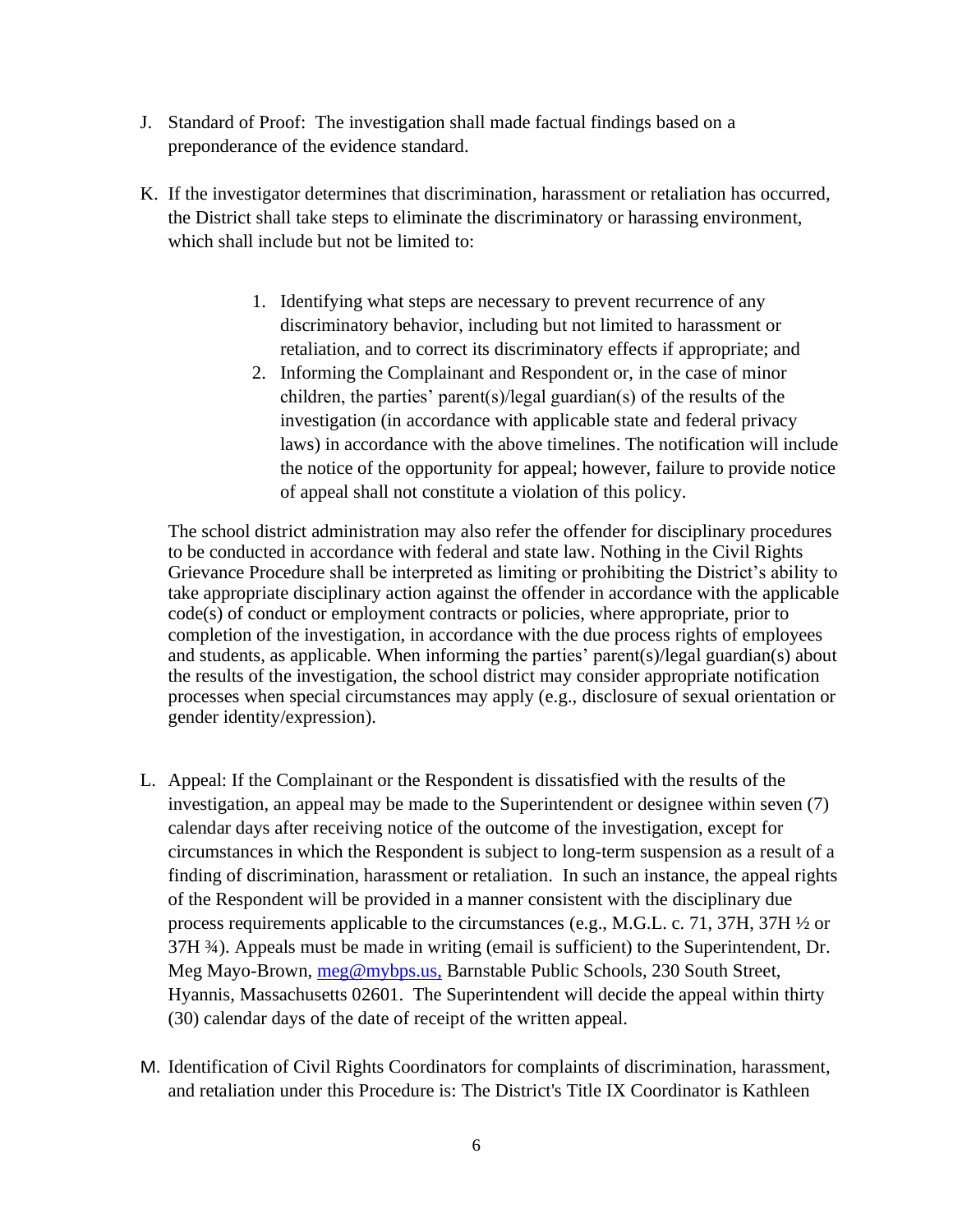J. Standard of Proof: The investigation shall made factual findings based on a preponderance of the evidence standard.

K. If the investigator determines that discrimination, harassment or retaliation has occurred, the District shall take steps to eliminate the discriminatory or harassing environment, which shall include but not be limited to:

   1. Identifying what steps are necessary to prevent recurrence of any discriminatory behavior, including but not limited to harassment or retaliation, and to correct its discriminatory effects if appropriate; and
   2. Informing the Complainant and Respondent or, in the case of minor children, the parties' parent(s)/legal guardian(s) of the results of the investigation (in accordance with applicable state and federal privacy laws) in accordance with the above timelines. The notification will include the notice of the opportunity for appeal; however, failure to provide notice of appeal shall not constitute a violation of this policy.

   The school district administration may also refer the offender for disciplinary procedures to be conducted in accordance with federal and state law. Nothing in the Civil Rights Grievance Procedure shall be interpreted as limiting or prohibiting the District's ability to take appropriate disciplinary action against the offender in accordance with the applicable code(s) of conduct or employment contracts or policies, where appropriate, prior to completion of the investigation, in accordance with the due process rights of employees and students, as applicable. When informing the parties' parent(s)/legal guardian(s) about the results of the investigation, the school district may consider appropriate notification processes when special circumstances may apply (e.g., disclosure of sexual orientation or gender identity/expression).

L. Appeal: If the Complainant or the Respondent is dissatisfied with the results of the investigation, an appeal may be made to the Superintendent or designee within seven (7) calendar days after receiving notice of the outcome of the investigation, except for circumstances in which the Respondent is subject to long-term suspension as a result of a finding of discrimination, harassment or retaliation. In such an instance, the appeal rights of the Respondent will be provided in a manner consistent with the disciplinary due process requirements applicable to the circumstances (e.g., M.G.L. c. 71, 37H, 37H ½ or 37H ¾). Appeals must be made in writing (email is sufficient) to the Superintendent, Dr. Meg Mayo-Brown, meg@mybps.us, Barnstable Public Schools, 230 South Street, Hyannis, Massachusetts 02601. The Superintendent will decide the appeal within thirty (30) calendar days of the date of receipt of the written appeal.

M. Identification of Civil Rights Coordinators for complaints of discrimination, harassment, and retaliation under this Procedure is: The District's Title IX Coordinator is Kathleen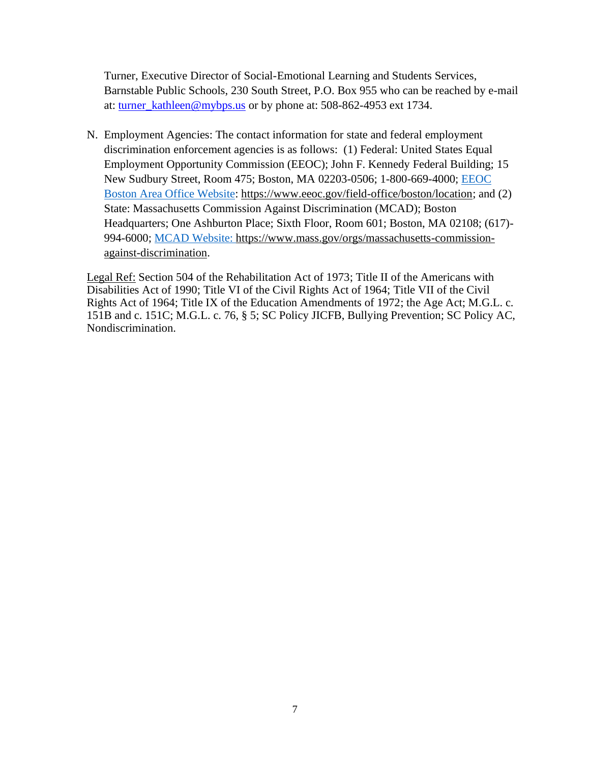Turner, Executive Director of Social-Emotional Learning and Students Services, Barnstable Public Schools, 230 South Street, P.O. Box 955 who can be reached by e-mail at: turner_kathleen@mybps.us or by phone at: 508-862-4953 ext 1734.

N. Employment Agencies: The contact information for state and federal employment discrimination enforcement agencies is as follows: (1) Federal: United States Equal Employment Opportunity Commission (EEOC); John F. Kennedy Federal Building; 15 New Sudbury Street, Room 475; Boston, MA 02203-0506; 1-800-669-4000; EEOC Boston Area Office Website: https://www.eeoc.gov/field-office/boston/location; and (2) State: Massachusetts Commission Against Discrimination (MCAD); Boston Headquarters; One Ashburton Place; Sixth Floor, Room 601; Boston, MA 02108; (617)-994-6000; MCAD Website: https://www.mass.gov/orgs/massachusetts-commission-against-discrimination.

Legal Ref: Section 504 of the Rehabilitation Act of 1973; Title II of the Americans with Disabilities Act of 1990; Title VI of the Civil Rights Act of 1964; Title VII of the Civil Rights Act of 1964; Title IX of the Education Amendments of 1972; the Age Act; M.G.L. c. 151B and c. 151C; M.G.L. c. 76, § 5; SC Policy JICFB, Bullying Prevention; SC Policy AC, Nondiscrimination.